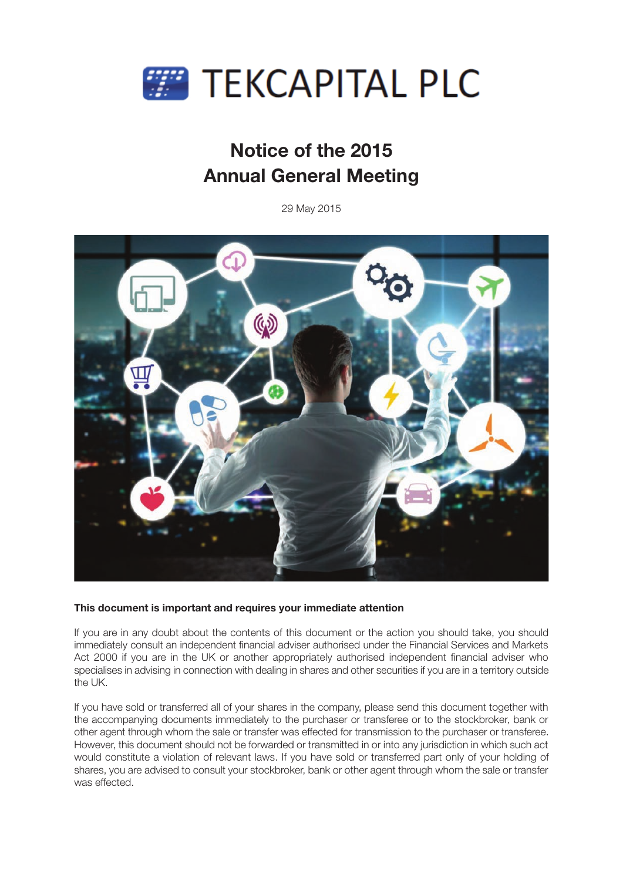# TEKCAPITAL PLC

## Notice of the 2015 Annual General Meeting

29 May 2015

**This document is important and requires your immediate attention**

If you are in any doubt about the contents of this document or the action you should take, you should immediately consult an independent financial adviser authorised under the Financial Services and Markets Act 2000 if you are in the UK or another appropriately authorised independent financial adviser who specialises in advising in connection with dealing in shares and other securities if you are in a territory outside the UK.

If you have sold or transferred all of your shares in the company, please send this document together with the accompanying documents immediately to the purchaser or transferee or to the stockbroker, bank or other agent through whom the sale or transfer was effected for transmission to the purchaser or transferee. However, this document should not be forwarded or transmitted in or into any jurisdiction in which such act would constitute a violation of relevant laws. If you have sold or transferred part only of your holding of shares, you are advised to consult your stockbroker, bank or other agent through whom the sale or transfer was effected.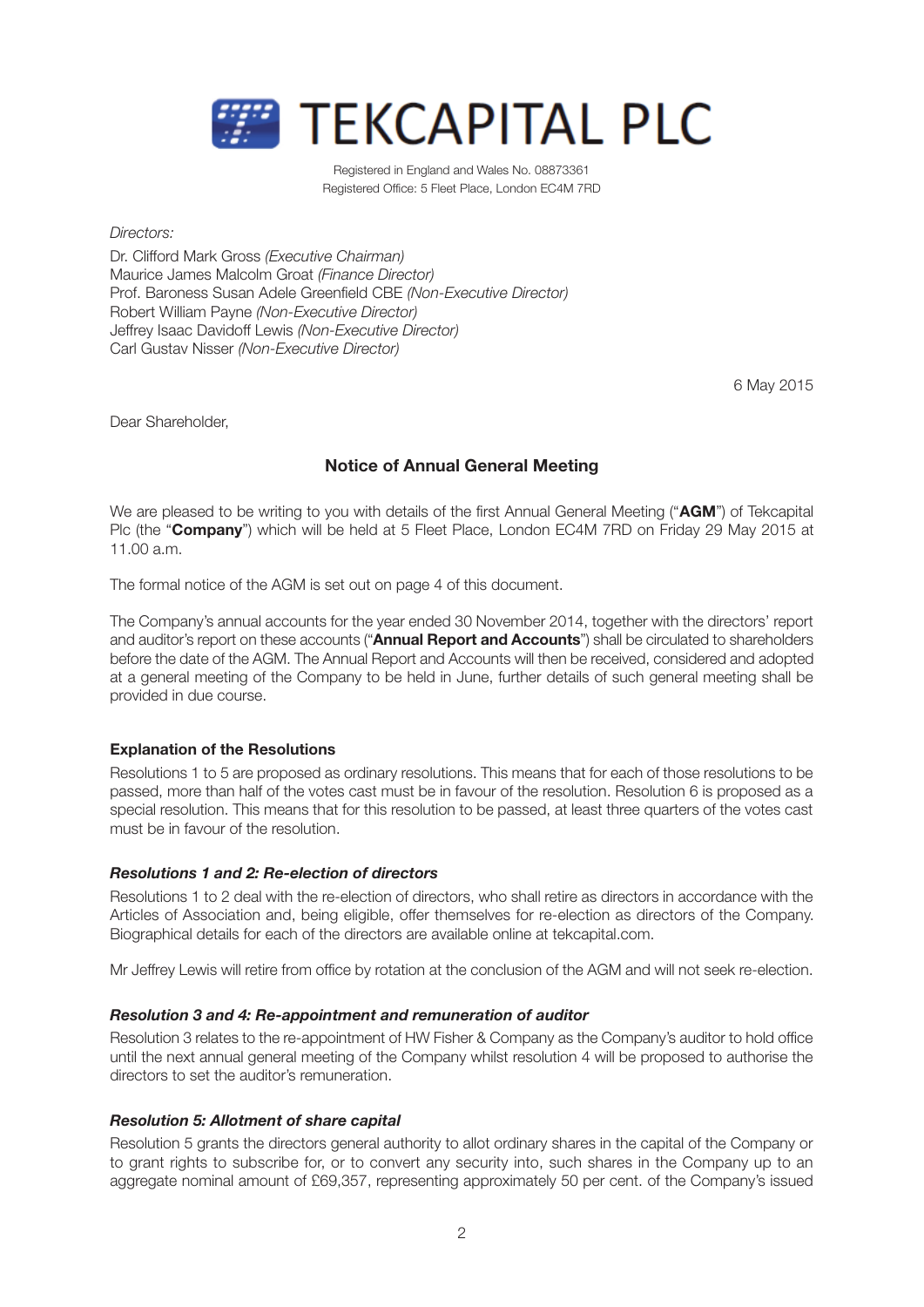# TEKCAPITAL PLC

Registered in England and Wales No. 08873361
Registered Office: 5 Fleet Place, London EC4M 7RD

*Directors:*

Dr. Clifford Mark Gross *(Executive Chairman)*
Maurice James Malcolm Groat *(Finance Director)*
Prof. Baroness Susan Adele Greenfield CBE *(Non-Executive Director)*
Robert William Payne *(Non-Executive Director)*
Jeffrey Isaac Davidoff Lewis *(Non-Executive Director)*
Carl Gustav Nisser *(Non-Executive Director)*

6 May 2015

Dear Shareholder,

## Notice of Annual General Meeting

We are pleased to be writing to you with details of the first Annual General Meeting ("**AGM**") of Tekcapital Plc (the "**Company**") which will be held at 5 Fleet Place, London EC4M 7RD on Friday 29 May 2015 at 11.00 a.m.

The formal notice of the AGM is set out on page 4 of this document.

The Company's annual accounts for the year ended 30 November 2014, together with the directors' report and auditor's report on these accounts ("**Annual Report and Accounts**") shall be circulated to shareholders before the date of the AGM. The Annual Report and Accounts will then be received, considered and adopted at a general meeting of the Company to be held in June, further details of such general meeting shall be provided in due course.

### Explanation of the Resolutions

Resolutions 1 to 5 are proposed as ordinary resolutions. This means that for each of those resolutions to be passed, more than half of the votes cast must be in favour of the resolution. Resolution 6 is proposed as a special resolution. This means that for this resolution to be passed, at least three quarters of the votes cast must be in favour of the resolution.

#### *Resolutions 1 and 2: Re-election of directors*

Resolutions 1 to 2 deal with the re-election of directors, who shall retire as directors in accordance with the Articles of Association and, being eligible, offer themselves for re-election as directors of the Company. Biographical details for each of the directors are available online at tekcapital.com.

Mr Jeffrey Lewis will retire from office by rotation at the conclusion of the AGM and will not seek re-election.

#### *Resolution 3 and 4: Re-appointment and remuneration of auditor*

Resolution 3 relates to the re-appointment of HW Fisher & Company as the Company's auditor to hold office until the next annual general meeting of the Company whilst resolution 4 will be proposed to authorise the directors to set the auditor's remuneration.

#### *Resolution 5: Allotment of share capital*

Resolution 5 grants the directors general authority to allot ordinary shares in the capital of the Company or to grant rights to subscribe for, or to convert any security into, such shares in the Company up to an aggregate nominal amount of £69,357, representing approximately 50 per cent. of the Company's issued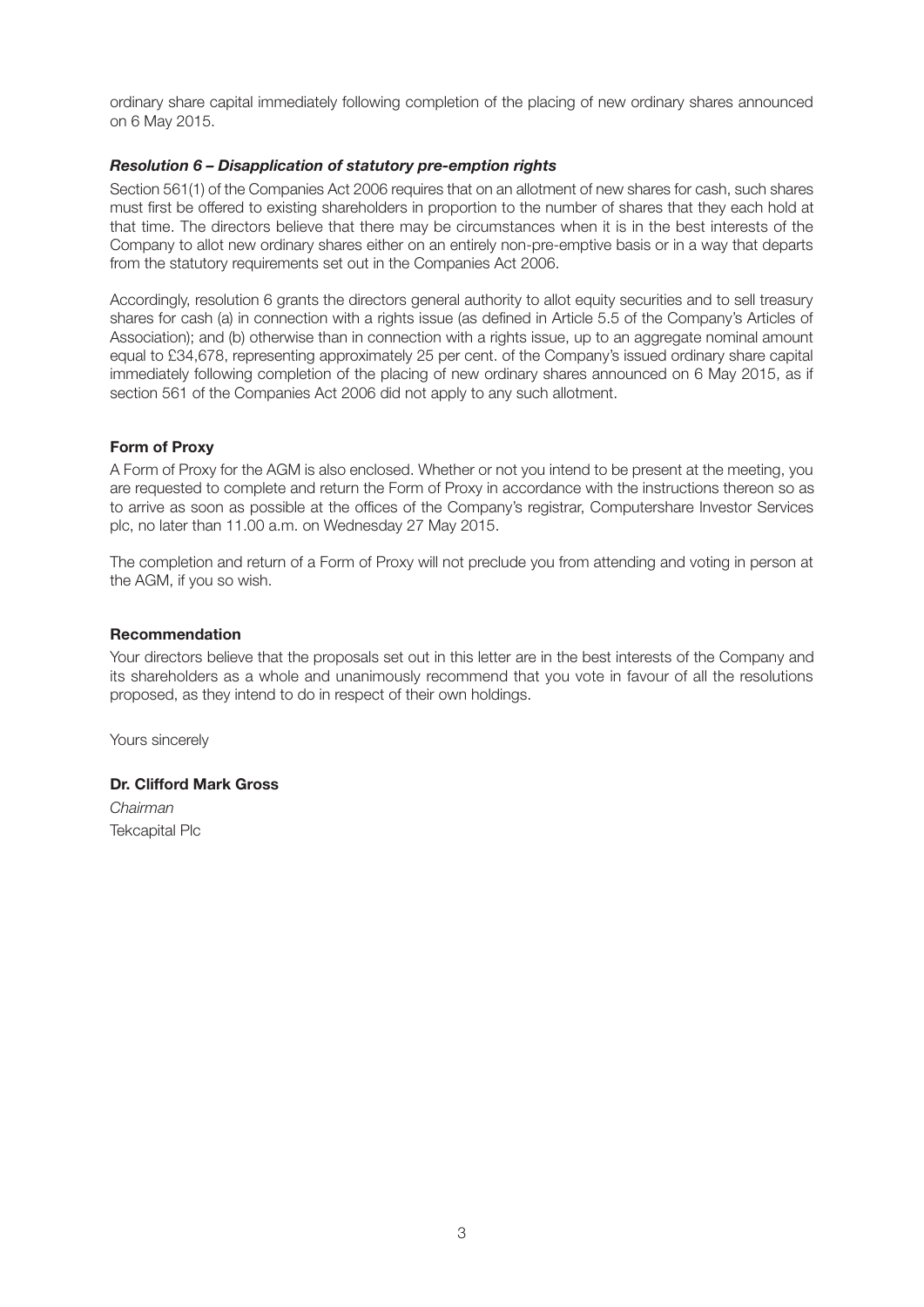ordinary share capital immediately following completion of the placing of new ordinary shares announced on 6 May 2015.

### *Resolution 6 – Disapplication of statutory pre-emption rights*

Section 561(1) of the Companies Act 2006 requires that on an allotment of new shares for cash, such shares must first be offered to existing shareholders in proportion to the number of shares that they each hold at that time. The directors believe that there may be circumstances when it is in the best interests of the Company to allot new ordinary shares either on an entirely non-pre-emptive basis or in a way that departs from the statutory requirements set out in the Companies Act 2006.

Accordingly, resolution 6 grants the directors general authority to allot equity securities and to sell treasury shares for cash (a) in connection with a rights issue (as defined in Article 5.5 of the Company's Articles of Association); and (b) otherwise than in connection with a rights issue, up to an aggregate nominal amount equal to £34,678, representing approximately 25 per cent. of the Company's issued ordinary share capital immediately following completion of the placing of new ordinary shares announced on 6 May 2015, as if section 561 of the Companies Act 2006 did not apply to any such allotment.

### Form of Proxy

A Form of Proxy for the AGM is also enclosed. Whether or not you intend to be present at the meeting, you are requested to complete and return the Form of Proxy in accordance with the instructions thereon so as to arrive as soon as possible at the offices of the Company's registrar, Computershare Investor Services plc, no later than 11.00 a.m. on Wednesday 27 May 2015.

The completion and return of a Form of Proxy will not preclude you from attending and voting in person at the AGM, if you so wish.

### Recommendation

Your directors believe that the proposals set out in this letter are in the best interests of the Company and its shareholders as a whole and unanimously recommend that you vote in favour of all the resolutions proposed, as they intend to do in respect of their own holdings.

Yours sincerely

**Dr. Clifford Mark Gross**
*Chairman*
Tekcapital Plc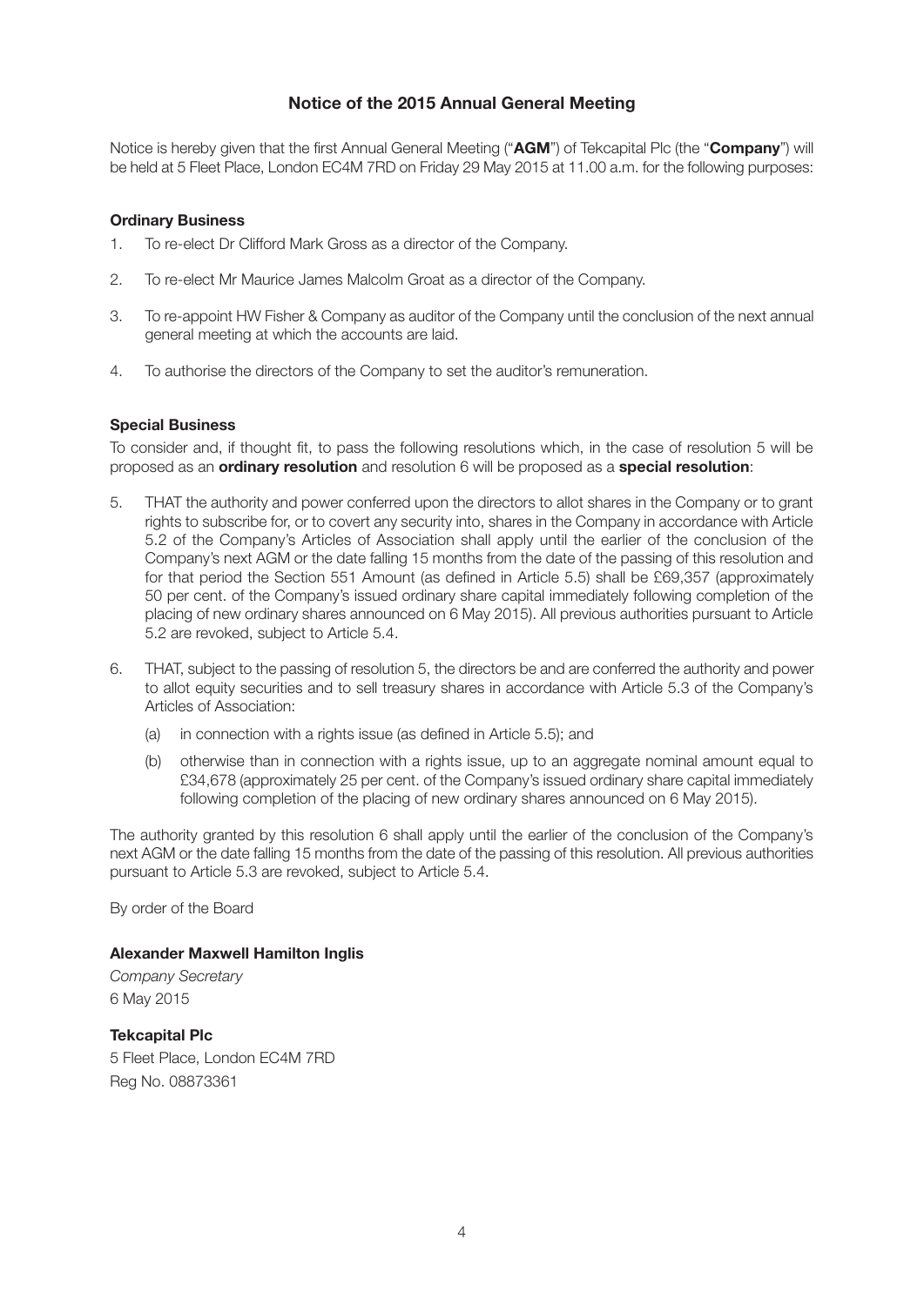# Notice of the 2015 Annual General Meeting

Notice is hereby given that the first Annual General Meeting ("**AGM**") of Tekcapital Plc (the "**Company**") will be held at 5 Fleet Place, London EC4M 7RD on Friday 29 May 2015 at 11.00 a.m. for the following purposes:

## Ordinary Business

1. To re-elect Dr Clifford Mark Gross as a director of the Company.
2. To re-elect Mr Maurice James Malcolm Groat as a director of the Company.
3. To re-appoint HW Fisher & Company as auditor of the Company until the conclusion of the next annual general meeting at which the accounts are laid.
4. To authorise the directors of the Company to set the auditor's remuneration.

## Special Business

To consider and, if thought fit, to pass the following resolutions which, in the case of resolution 5 will be proposed as an **ordinary resolution** and resolution 6 will be proposed as a **special resolution**:

5. THAT the authority and power conferred upon the directors to allot shares in the Company or to grant rights to subscribe for, or to covert any security into, shares in the Company in accordance with Article 5.2 of the Company's Articles of Association shall apply until the earlier of the conclusion of the Company's next AGM or the date falling 15 months from the date of the passing of this resolution and for that period the Section 551 Amount (as defined in Article 5.5) shall be £69,357 (approximately 50 per cent. of the Company's issued ordinary share capital immediately following completion of the placing of new ordinary shares announced on 6 May 2015). All previous authorities pursuant to Article 5.2 are revoked, subject to Article 5.4.
6. THAT, subject to the passing of resolution 5, the directors be and are conferred the authority and power to allot equity securities and to sell treasury shares in accordance with Article 5.3 of the Company's Articles of Association:
   (a) in connection with a rights issue (as defined in Article 5.5); and
   (b) otherwise than in connection with a rights issue, up to an aggregate nominal amount equal to £34,678 (approximately 25 per cent. of the Company's issued ordinary share capital immediately following completion of the placing of new ordinary shares announced on 6 May 2015).

The authority granted by this resolution 6 shall apply until the earlier of the conclusion of the Company's next AGM or the date falling 15 months from the date of the passing of this resolution. All previous authorities pursuant to Article 5.3 are revoked, subject to Article 5.4.

By order of the Board

**Alexander Maxwell Hamilton Inglis**
*Company Secretary*
6 May 2015

**Tekcapital Plc**
5 Fleet Place, London EC4M 7RD
Reg No. 08873361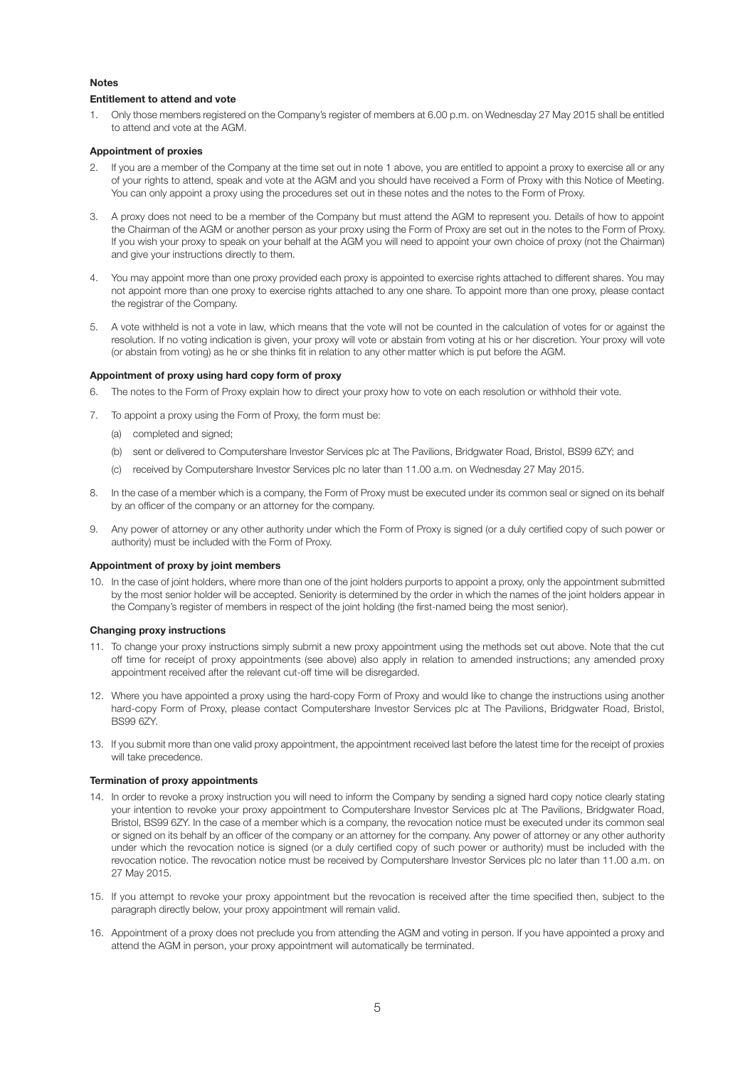## Notes

### Entitlement to attend and vote

1. Only those members registered on the Company's register of members at 6.00 p.m. on Wednesday 27 May 2015 shall be entitled to attend and vote at the AGM.

### Appointment of proxies

2. If you are a member of the Company at the time set out in note 1 above, you are entitled to appoint a proxy to exercise all or any of your rights to attend, speak and vote at the AGM and you should have received a Form of Proxy with this Notice of Meeting. You can only appoint a proxy using the procedures set out in these notes and the notes to the Form of Proxy.
3. A proxy does not need to be a member of the Company but must attend the AGM to represent you. Details of how to appoint the Chairman of the AGM or another person as your proxy using the Form of Proxy are set out in the notes to the Form of Proxy. If you wish your proxy to speak on your behalf at the AGM you will need to appoint your own choice of proxy (not the Chairman) and give your instructions directly to them.
4. You may appoint more than one proxy provided each proxy is appointed to exercise rights attached to different shares. You may not appoint more than one proxy to exercise rights attached to any one share. To appoint more than one proxy, please contact the registrar of the Company.
5. A vote withheld is not a vote in law, which means that the vote will not be counted in the calculation of votes for or against the resolution. If no voting indication is given, your proxy will vote or abstain from voting at his or her discretion. Your proxy will vote (or abstain from voting) as he or she thinks fit in relation to any other matter which is put before the AGM.

### Appointment of proxy using hard copy form of proxy

6. The notes to the Form of Proxy explain how to direct your proxy how to vote on each resolution or withhold their vote.
7. To appoint a proxy using the Form of Proxy, the form must be:
   (a) completed and signed;
   (b) sent or delivered to Computershare Investor Services plc at The Pavilions, Bridgwater Road, Bristol, BS99 6ZY; and
   (c) received by Computershare Investor Services plc no later than 11.00 a.m. on Wednesday 27 May 2015.
8. In the case of a member which is a company, the Form of Proxy must be executed under its common seal or signed on its behalf by an officer of the company or an attorney for the company.
9. Any power of attorney or any other authority under which the Form of Proxy is signed (or a duly certified copy of such power or authority) must be included with the Form of Proxy.

### Appointment of proxy by joint members

10. In the case of joint holders, where more than one of the joint holders purports to appoint a proxy, only the appointment submitted by the most senior holder will be accepted. Seniority is determined by the order in which the names of the joint holders appear in the Company's register of members in respect of the joint holding (the first-named being the most senior).

### Changing proxy instructions

11. To change your proxy instructions simply submit a new proxy appointment using the methods set out above. Note that the cut off time for receipt of proxy appointments (see above) also apply in relation to amended instructions; any amended proxy appointment received after the relevant cut-off time will be disregarded.
12. Where you have appointed a proxy using the hard-copy Form of Proxy and would like to change the instructions using another hard-copy Form of Proxy, please contact Computershare Investor Services plc at The Pavilions, Bridgwater Road, Bristol, BS99 6ZY.
13. If you submit more than one valid proxy appointment, the appointment received last before the latest time for the receipt of proxies will take precedence.

### Termination of proxy appointments

14. In order to revoke a proxy instruction you will need to inform the Company by sending a signed hard copy notice clearly stating your intention to revoke your proxy appointment to Computershare Investor Services plc at The Pavilions, Bridgwater Road, Bristol, BS99 6ZY. In the case of a member which is a company, the revocation notice must be executed under its common seal or signed on its behalf by an officer of the company or an attorney for the company. Any power of attorney or any other authority under which the revocation notice is signed (or a duly certified copy of such power or authority) must be included with the revocation notice. The revocation notice must be received by Computershare Investor Services plc no later than 11.00 a.m. on 27 May 2015.
15. If you attempt to revoke your proxy appointment but the revocation is received after the time specified then, subject to the paragraph directly below, your proxy appointment will remain valid.
16. Appointment of a proxy does not preclude you from attending the AGM and voting in person. If you have appointed a proxy and attend the AGM in person, your proxy appointment will automatically be terminated.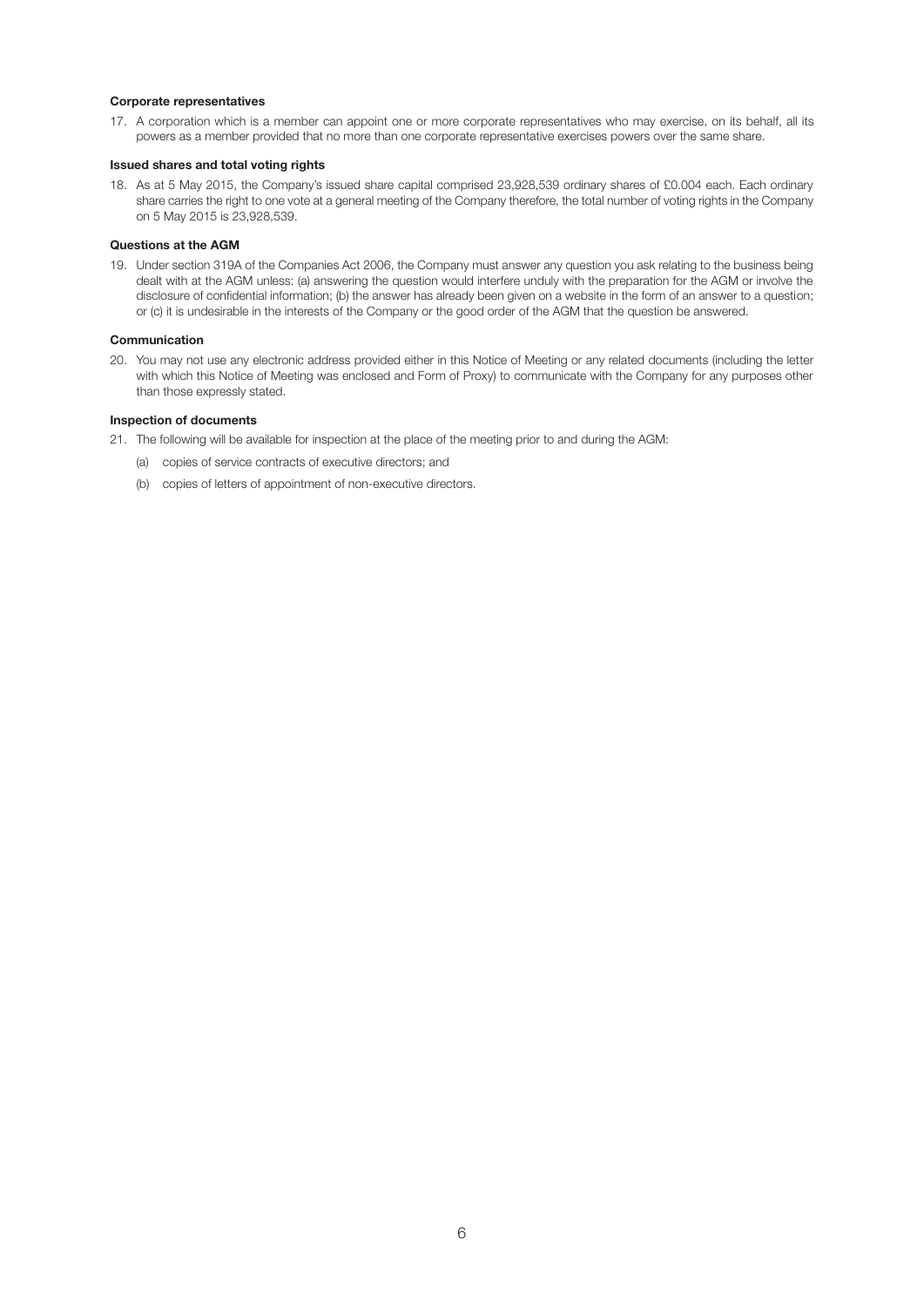**Corporate representatives**

17. A corporation which is a member can appoint one or more corporate representatives who may exercise, on its behalf, all its powers as a member provided that no more than one corporate representative exercises powers over the same share.

**Issued shares and total voting rights**

18. As at 5 May 2015, the Company's issued share capital comprised 23,928,539 ordinary shares of £0.004 each. Each ordinary share carries the right to one vote at a general meeting of the Company therefore, the total number of voting rights in the Company on 5 May 2015 is 23,928,539.

**Questions at the AGM**

19. Under section 319A of the Companies Act 2006, the Company must answer any question you ask relating to the business being dealt with at the AGM unless: (a) answering the question would interfere unduly with the preparation for the AGM or involve the disclosure of confidential information; (b) the answer has already been given on a website in the form of an answer to a question; or (c) it is undesirable in the interests of the Company or the good order of the AGM that the question be answered.

**Communication**

20. You may not use any electronic address provided either in this Notice of Meeting or any related documents (including the letter with which this Notice of Meeting was enclosed and Form of Proxy) to communicate with the Company for any purposes other than those expressly stated.

**Inspection of documents**

21. The following will be available for inspection at the place of the meeting prior to and during the AGM:

    (a) copies of service contracts of executive directors; and

    (b) copies of letters of appointment of non-executive directors.